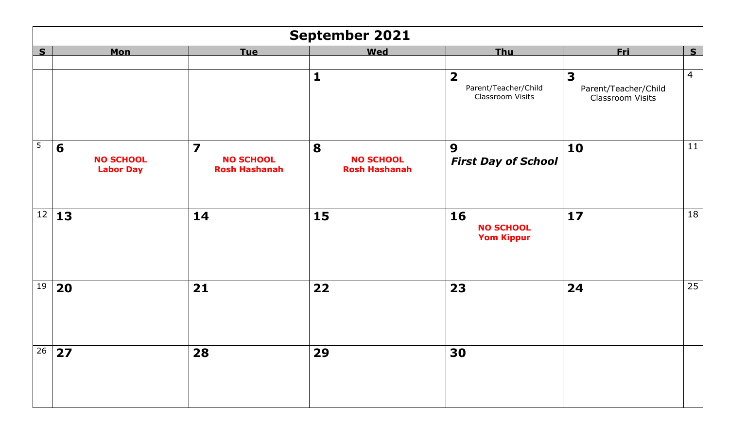# September 2021

| S | Mon | Tue | Wed | Thu | Fri | S |
|---|---|---|---|---|---|---|
| | | | | | | |
| | | | **1** | **2** Parent/Teacher/Child Classroom Visits | **3** Parent/Teacher/Child Classroom Visits | 4 |
| 5 | **6** **NO SCHOOL Labor Day** | **7** **NO SCHOOL Rosh Hashanah** | **8** **NO SCHOOL Rosh Hashanah** | **9** ***First Day of School*** | **10** | 11 |
| 12 | **13** | **14** | **15** | **16** **NO SCHOOL Yom Kippur** | **17** | 18 |
| 19 | **20** | **21** | **22** | **23** | **24** | 25 |
| 26 | **27** | **28** | **29** | **30** | | |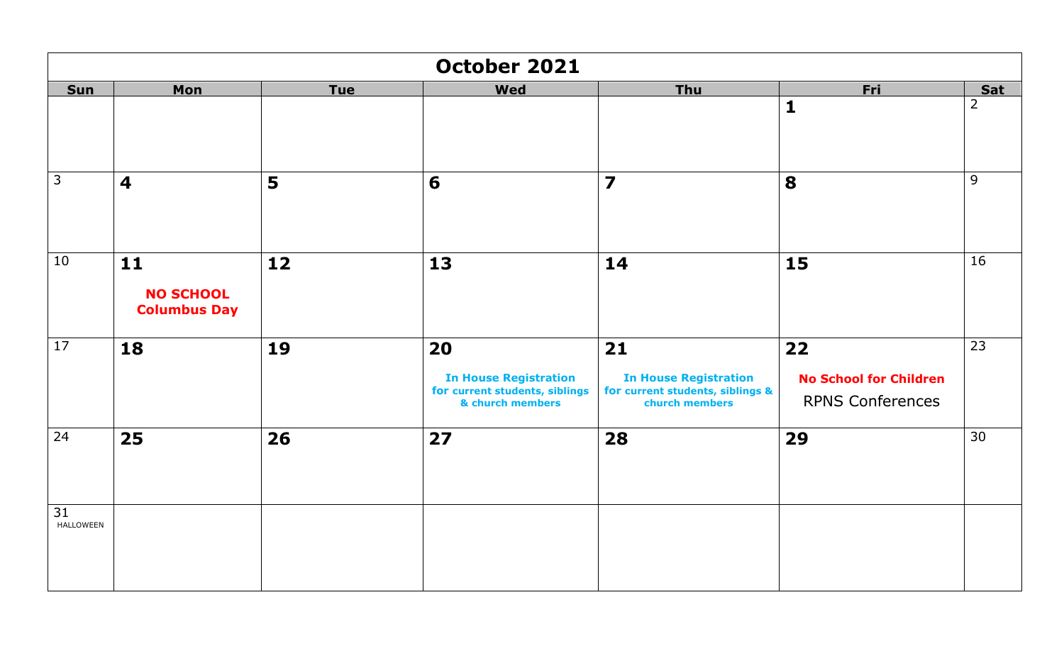# October 2021

| Sun | Mon | Tue | Wed | Thu | Fri | Sat |
| --- | --- | --- | --- | --- | --- | --- |
| | | | | | **1** | 2 |
| 3 | **4** | **5** | **6** | **7** | **8** | 9 |
| 10 | **11** **NO SCHOOL Columbus Day** | **12** | **13** | **14** | **15** | 16 |
| 17 | **18** | **19** | **20** **In House Registration** **for current students, siblings & church members** | **21** **In House Registration** **for current students, siblings & church members** | **22** **No School for Children** RPNS Conferences | 23 |
| 24 | **25** | **26** | **27** | **28** | **29** | 30 |
| 31 HALLOWEEN | | | | | | |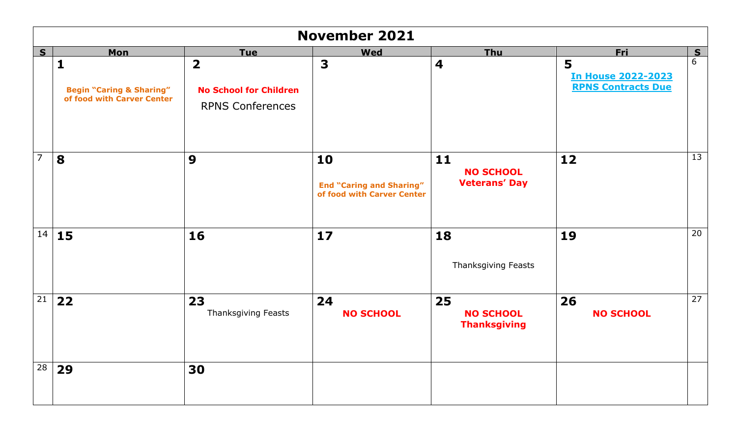# November 2021

| S | Mon | Tue | Wed | Thu | Fri | S |
|---|---|---|---|---|---|---|
| | **1** **Begin "Caring & Sharing" of food with Carver Center** | **2** **No School for Children** RPNS Conferences | **3** | **4** | **5** **In House 2022-2023 RPNS Contracts Due** | 6 |
| 7 | **8** | **9** | **10** **End "Caring and Sharing" of food with Carver Center** | **11** **NO SCHOOL Veterans' Day** | **12** | 13 |
| 14 | **15** | **16** | **17** | **18** Thanksgiving Feasts | **19** | 20 |
| 21 | **22** | **23** Thanksgiving Feasts | **24** **NO SCHOOL** | **25** **NO SCHOOL Thanksgiving** | **26** **NO SCHOOL** | 27 |
| 28 | **29** | **30** | | | | |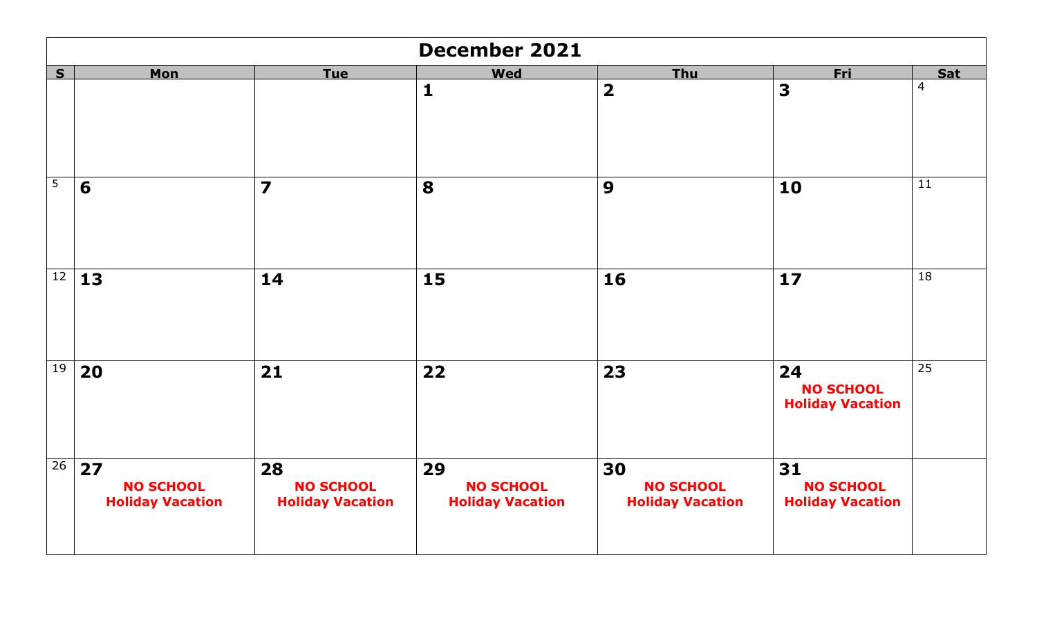# December 2021

| S | Mon | Tue | Wed | Thu | Fri | Sat |
|---|---|---|---|---|---|---|
| | | | **1** | **2** | **3** | 4 |
| 5 | **6** | **7** | **8** | **9** | **10** | 11 |
| 12 | **13** | **14** | **15** | **16** | **17** | 18 |
| 19 | **20** | **21** | **22** | **23** | **24** NO SCHOOL Holiday Vacation | 25 |
| 26 | **27** NO SCHOOL Holiday Vacation | **28** NO SCHOOL Holiday Vacation | **29** NO SCHOOL Holiday Vacation | **30** NO SCHOOL Holiday Vacation | **31** NO SCHOOL Holiday Vacation | |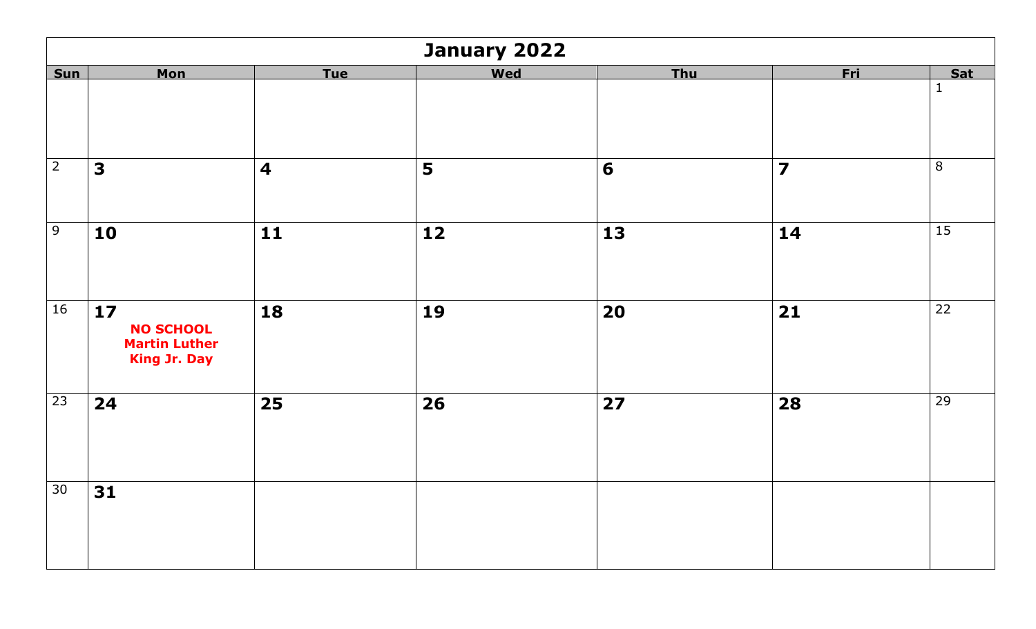# January 2022

| Sun | Mon | Tue | Wed | Thu | Fri | Sat |
|---|---|---|---|---|---|---|
| | | | | | | 1 |
| 2 | **3** | **4** | **5** | **6** | **7** | 8 |
| 9 | **10** | **11** | **12** | **13** | **14** | 15 |
| 16 | **17** **NO SCHOOL Martin Luther King Jr. Day** | **18** | **19** | **20** | **21** | 22 |
| 23 | **24** | **25** | **26** | **27** | **28** | 29 |
| 30 | **31** | | | | | |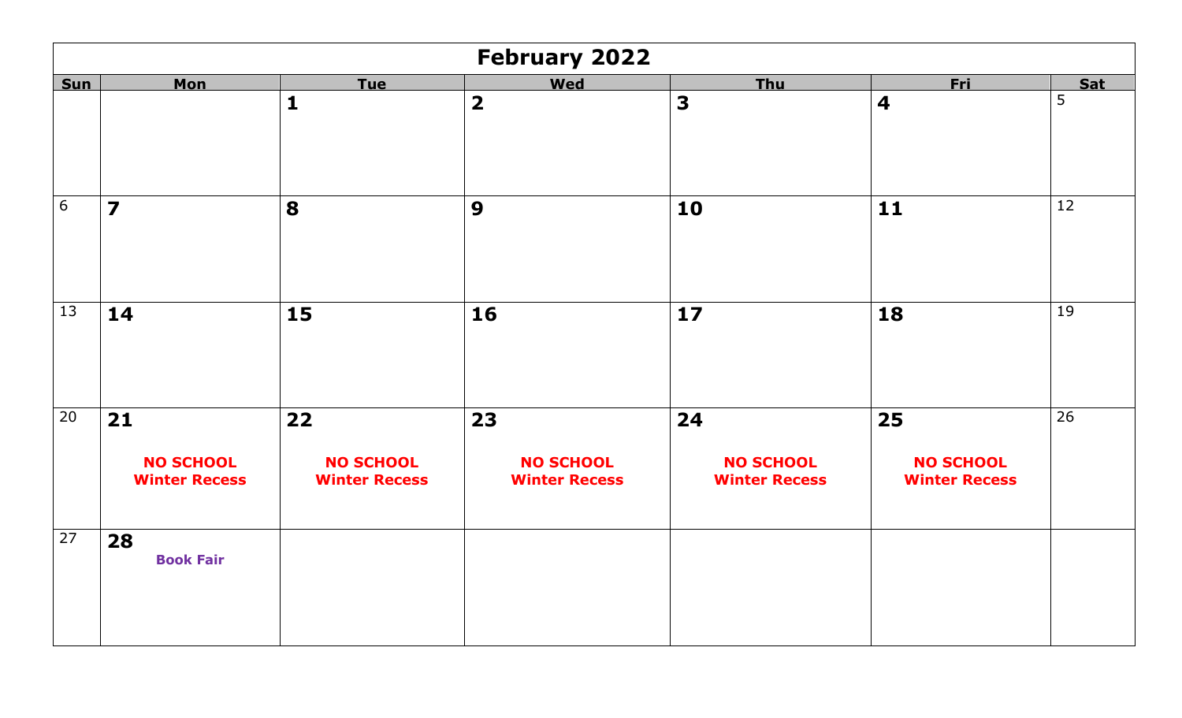# February 2022

| Sun | Mon | Tue | Wed | Thu | Fri | Sat |
|---|---|---|---|---|---|---|
| | | **1** | **2** | **3** | **4** | 5 |
| 6 | **7** | **8** | **9** | **10** | **11** | 12 |
| 13 | **14** | **15** | **16** | **17** | **18** | 19 |
| 20 | **21** **NO SCHOOL Winter Recess** | **22** **NO SCHOOL Winter Recess** | **23** **NO SCHOOL Winter Recess** | **24** **NO SCHOOL Winter Recess** | **25** **NO SCHOOL Winter Recess** | 26 |
| 27 | **28** **Book Fair** | | | | | |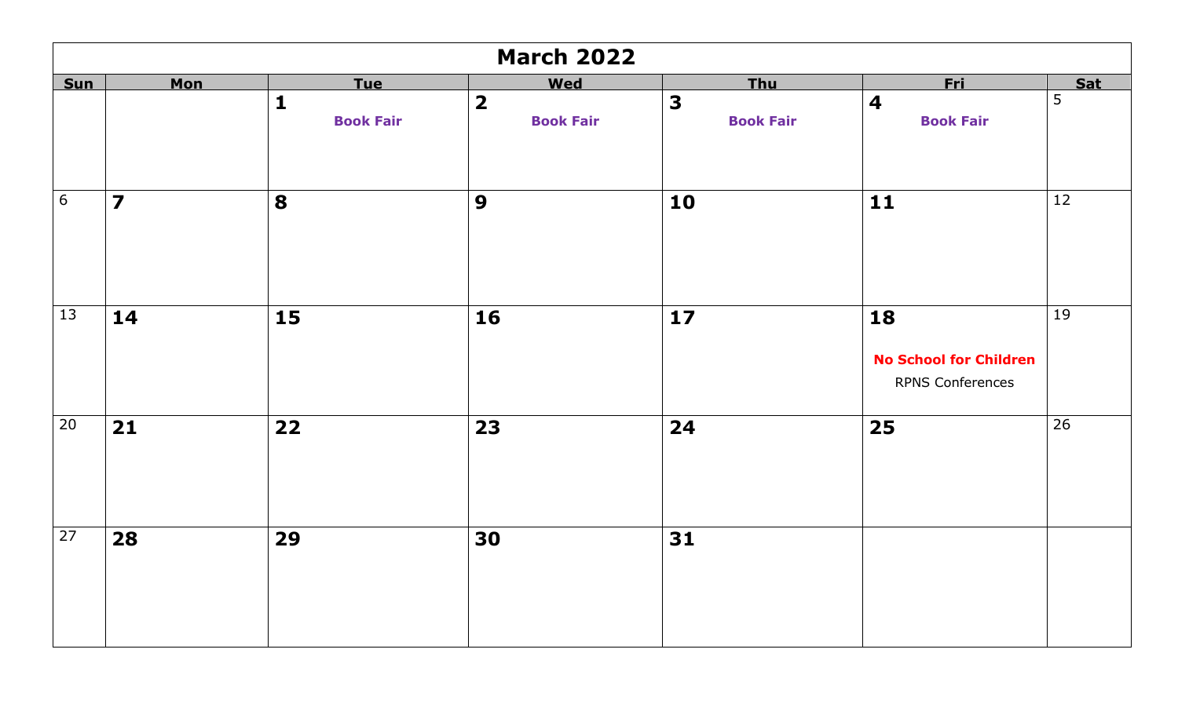# March 2022

| Sun | Mon | Tue | Wed | Thu | Fri | Sat |
| --- | --- | --- | --- | --- | --- | --- |
| | | **1** Book Fair | **2** Book Fair | **3** Book Fair | **4** Book Fair | 5 |
| 6 | **7** | **8** | **9** | **10** | **11** | 12 |
| 13 | **14** | **15** | **16** | **17** | **18** No School for Children RPNS Conferences | 19 |
| 20 | **21** | **22** | **23** | **24** | **25** | 26 |
| 27 | **28** | **29** | **30** | **31** | | |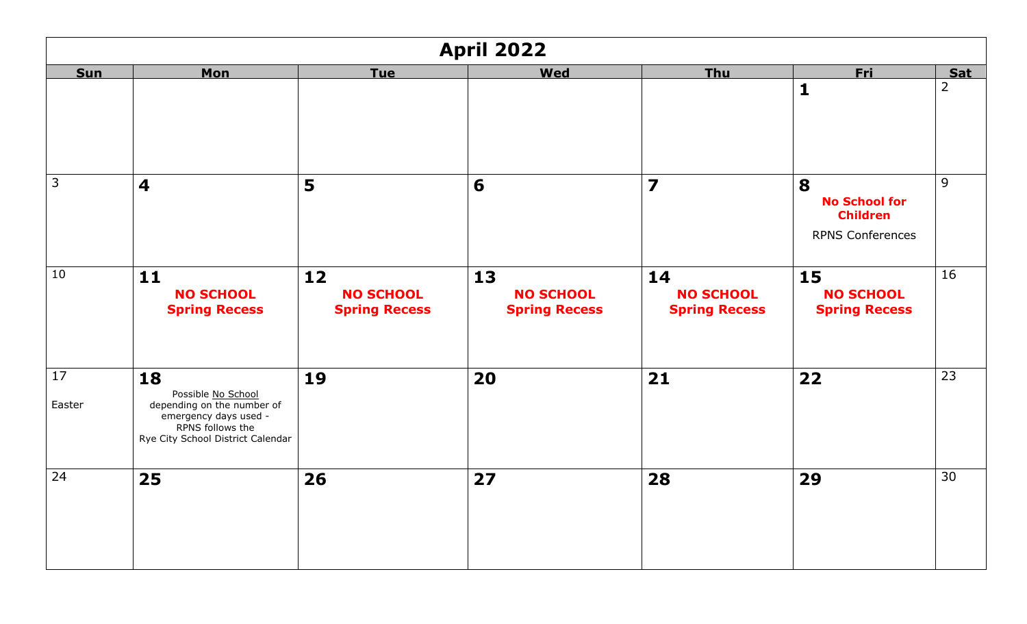# April 2022

| Sun | Mon | Tue | Wed | Thu | Fri | Sat |
|---|---|---|---|---|---|---|
| | | | | | **1** | 2 |
| 3 | **4** | **5** | **6** | **7** | **8** **No School for Children** RPNS Conferences | 9 |
| 10 | **11** **NO SCHOOL Spring Recess** | **12** **NO SCHOOL Spring Recess** | **13** **NO SCHOOL Spring Recess** | **14** **NO SCHOOL Spring Recess** | **15** **NO SCHOOL Spring Recess** | 16 |
| 17 Easter | **18** Possible No School depending on the number of emergency days used - RPNS follows the Rye City School District Calendar | **19** | **20** | **21** | **22** | 23 |
| 24 | **25** | **26** | **27** | **28** | **29** | 30 |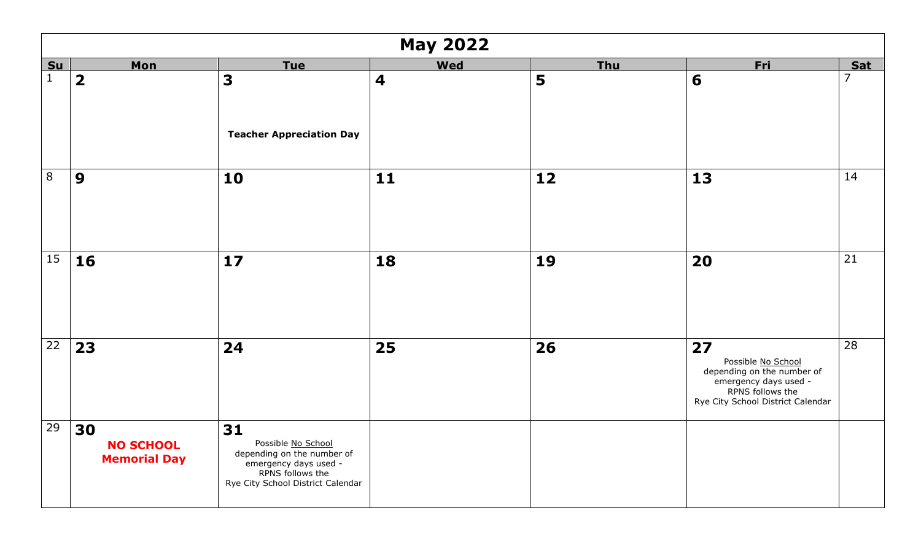# May 2022

| Su | Mon | Tue | Wed | Thu | Fri | Sat |
|---|---|---|---|---|---|---|
| 1 | **2** | **3** <br> **Teacher Appreciation Day** | **4** | **5** | **6** | 7 |
| 8 | **9** | **10** | **11** | **12** | **13** | 14 |
| 15 | **16** | **17** | **18** | **19** | **20** | 21 |
| 22 | **23** | **24** | **25** | **26** | **27** <br> Possible No School depending on the number of emergency days used - RPNS follows the Rye City School District Calendar | 28 |
| 29 | **30** <br> **NO SCHOOL Memorial Day** | **31** <br> Possible No School depending on the number of emergency days used - RPNS follows the Rye City School District Calendar | | | | |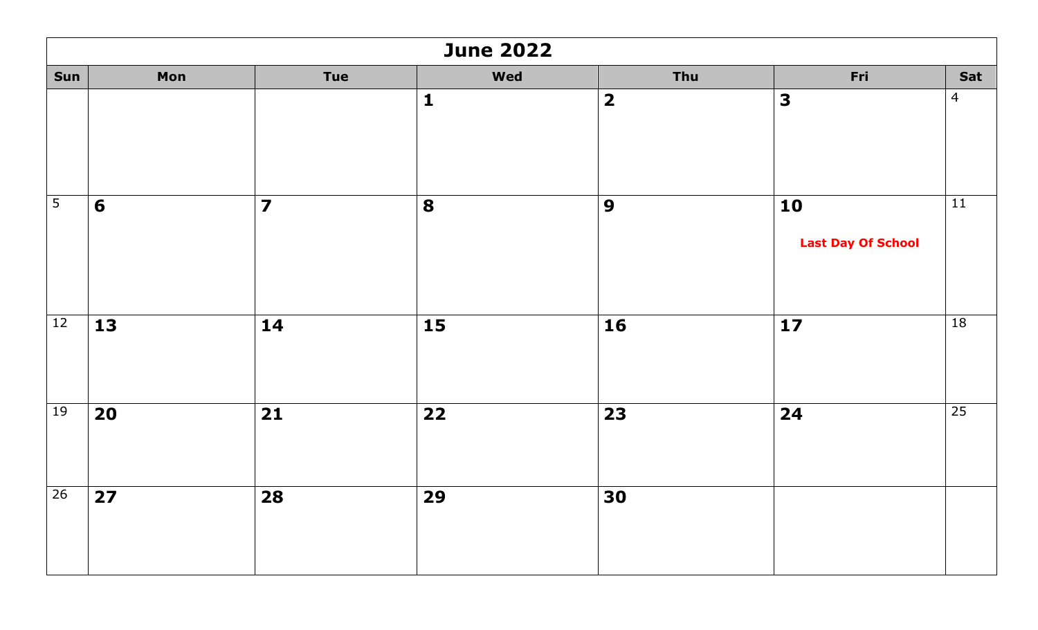## June 2022

| Sun | Mon | Tue | Wed | Thu | Fri | Sat |
|---|---|---|---|---|---|---|
| | | | **1** | **2** | **3** | 4 |
| 5 | **6** | **7** | **8** | **9** | **10** Last Day Of School | 11 |
| 12 | **13** | **14** | **15** | **16** | **17** | 18 |
| 19 | **20** | **21** | **22** | **23** | **24** | 25 |
| 26 | **27** | **28** | **29** | **30** | | |